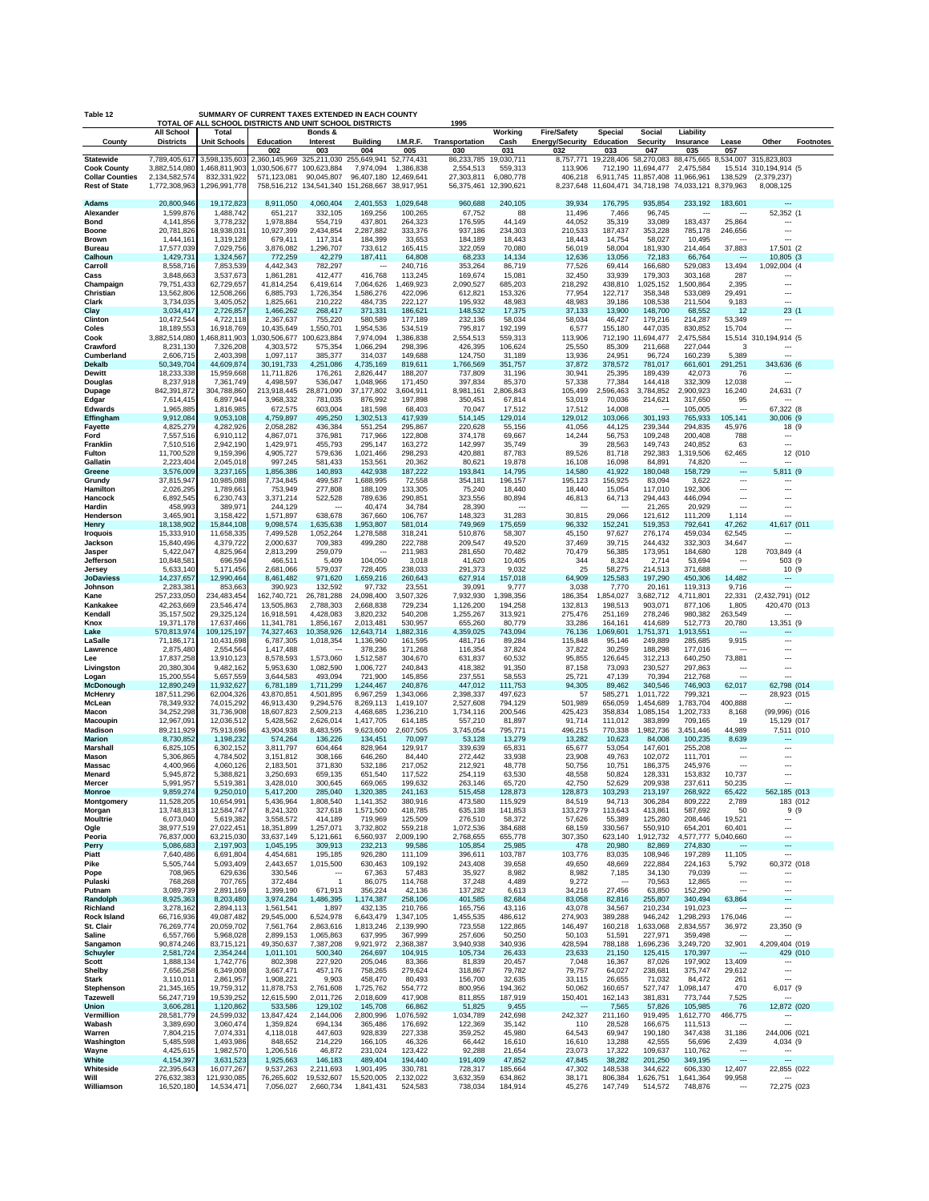Table 12 SUMMARY OF CURRENT TAXES EXTENDED IN EACH COUNTY

TOTAL OF ALL SCHOOL DISTRICTS AND UNIT SCHOOL DISTRICTS 1995

| County | All School Districts | Total Unit Schools | Education | Bonds & Interest | Building | I.M.R.F. | Transportation | Working Cash | Fire/Safety Energy/Security | Special Education | Social Security | Liability Insurance | Lease | Other | Footnotes |
|---|---|---|---|---|---|---|---|---|---|---|---|---|---|---|---|
| | | | 002 | 003 | 004 | 005 | 030 | 031 | 032 | 033 | 047 | 035 | 057 | | |
| **Statewide** | 7,789,405,617 | 3,598,135,603 | 2,360,145,969 | 325,211,030 | 255,649,941 | 52,774,431 | 86,233,785 | 19,030,711 | 8,757,771 | 19,228,406 | 58,270,083 | 88,475,665 | 8,534,007 | 315,823,803 | |
| **Cook County** | 3,882,514,080 | 1,468,811,903 | 1,030,506,677 | 100,623,884 | 7,974,094 | 1,386,838 | 2,554,513 | 559,313 | 113,906 | 712,190 | 11,694,477 | 2,475,584 | 15,514 | 310,194,914 | (5 |
| **Collar Counties** | 2,134,582,574 | 832,331,922 | 571,123,081 | 90,045,807 | 96,407,180 | 12,469,641 | 27,303,811 | 6,080,778 | 406,218 | 6,911,745 | 11,857,408 | 11,966,961 | 138,529 | (2,379,237) | |
| **Rest of State** | 1,772,308,963 | 1,296,991,778 | 758,516,212 | 134,541,340 | 151,268,667 | 38,917,951 | 56,375,461 | 12,390,621 | 8,237,648 | 11,604,471 | 34,718,198 | 74,033,121 | 8,379,963 | 8,008,125 | |
| **Adams** | 20,800,946 | 19,172,823 | 8,911,050 | 4,060,404 | 2,401,553 | 1,029,648 | 960,688 | 240,105 | 39,934 | 176,795 | 935,854 | 233,192 | 183,601 | --- | |
| Alexander | 1,599,876 | 1,488,742 | 651,217 | 332,105 | 169,256 | 100,265 | 67,752 | 88 | 11,496 | 7,466 | 96,745 | --- | --- | 52,352 | (1 |
| Bond | 4,141,856 | 3,778,232 | 1,978,884 | 554,719 | 437,801 | 264,323 | 176,595 | 44,149 | 44,052 | 35,319 | 33,089 | 183,437 | 25,864 | --- | |
| Boone | 20,781,826 | 18,938,031 | 10,927,399 | 2,434,854 | 2,287,882 | 333,376 | 937,186 | 234,303 | 210,533 | 187,437 | 353,228 | 785,178 | 246,656 | --- | |
| Brown | 1,444,161 | 1,319,128 | 679,411 | 117,314 | 184,399 | 33,653 | 184,189 | 18,443 | 18,443 | 14,754 | 58,027 | 10,495 | --- | --- | |
| Bureau | 17,577,039 | 7,029,756 | 3,876,082 | 1,296,707 | 733,612 | 165,415 | 322,059 | 70,080 | 56,019 | 58,004 | 181,930 | 214,464 | 37,883 | 17,501 | (2 |
| Calhoun | 1,429,731 | 1,324,567 | 772,259 | 42,279 | 187,411 | 64,808 | 68,233 | 14,134 | 12,636 | 13,056 | 72,183 | 66,764 | --- | 10,805 | (3 |
| Carroll | 8,558,716 | 7,853,539 | 4,442,343 | 782,297 | --- | 240,716 | 353,264 | 86,719 | 77,526 | 69,414 | 166,680 | 529,083 | 13,494 | 1,092,004 | (4 |
| Cass | 3,848,663 | 3,537,673 | 1,861,281 | 412,477 | 416,768 | 113,245 | 169,674 | 15,081 | 32,450 | 33,939 | 179,303 | 303,168 | 287 | --- | |
| Champaign | 79,751,433 | 62,729,657 | 41,814,254 | 6,419,614 | 7,064,626 | 1,469,923 | 2,090,527 | 685,203 | 218,292 | 438,810 | 1,025,152 | 1,500,864 | 2,395 | --- | |
| Christian | 13,562,806 | 12,508,266 | 6,885,793 | 1,726,354 | 1,586,276 | 422,096 | 612,821 | 153,326 | 77,954 | 122,717 | 358,348 | 533,089 | 29,491 | --- | |
| Clark | 3,734,035 | 3,405,052 | 1,825,661 | 210,222 | 484,735 | 222,127 | 195,932 | 48,983 | 48,983 | 39,186 | 108,538 | 211,504 | 9,183 | --- | |
| Clay | 3,034,417 | 2,726,857 | 1,466,262 | 268,417 | 371,331 | 186,621 | 148,532 | 17,375 | 37,133 | 13,900 | 148,700 | 68,552 | 12 | 23 | (1 |
| Clinton | 10,472,544 | 4,722,118 | 2,367,637 | 755,220 | 580,589 | 177,189 | 232,136 | 58,034 | 58,034 | 46,427 | 179,216 | 214,287 | 53,349 | --- | |
| Coles | 18,189,553 | 16,918,769 | 10,435,649 | 1,550,701 | 1,954,536 | 534,519 | 795,817 | 192,199 | 6,577 | 155,180 | 447,035 | 830,852 | 15,704 | --- | |
| Cook | 3,882,514,080 | 1,468,811,903 | 1,030,506,677 | 100,623,884 | 7,974,094 | 1,386,838 | 2,554,513 | 559,313 | 113,906 | 712,190 | 11,694,477 | 2,475,584 | 15,514 | 310,194,914 | (5 |
| Crawford | 8,231,130 | 7,326,208 | 4,303,572 | 575,354 | 1,066,294 | 298,396 | 426,395 | 106,624 | 25,550 | 85,309 | 211,668 | 227,044 | 3 | --- | |
| Cumberland | 2,606,715 | 2,403,398 | 1,097,117 | 385,377 | 314,037 | 149,688 | 124,750 | 31,189 | 13,936 | 24,951 | 96,724 | 160,239 | 5,389 | --- | |
| **Dekalb** | 50,349,704 | 44,609,874 | 30,191,733 | 4,251,086 | 4,735,169 | 819,611 | 1,766,569 | 351,757 | 37,872 | 378,572 | 781,017 | 661,601 | 291,251 | 343,636 | (6 |
| Dewitt | 18,233,338 | 15,959,668 | 11,711,826 | 176,261 | 2,826,447 | 188,207 | 737,809 | 31,196 | 30,941 | 25,395 | 189,439 | 42,073 | 76 | --- | |
| Douglas | 8,237,918 | 7,361,749 | 4,498,597 | 536,047 | 1,048,966 | 171,450 | 397,834 | 85,370 | 57,338 | 77,384 | 144,418 | 332,309 | 12,038 | --- | |
| Dupage | 842,391,872 | 304,788,860 | 213,918,445 | 28,871,090 | 37,177,802 | 3,604,911 | 8,981,161 | 2,806,843 | 105,499 | 2,596,463 | 3,784,852 | 2,900,923 | 16,240 | 24,631 | (7 |
| Edgar | 7,614,415 | 6,897,944 | 3,968,332 | 781,035 | 876,992 | 197,898 | 350,451 | 67,814 | 53,019 | 70,036 | 214,621 | 317,650 | 95 | --- | |
| Edwards | 1,965,885 | 1,816,985 | 672,575 | 603,004 | 181,598 | 68,403 | 70,047 | 17,512 | 17,512 | 14,008 | --- | 105,005 | --- | 67,322 | (8 |
| **Effingham** | 9,912,084 | 9,053,108 | 4,759,897 | 495,250 | 1,302,513 | 417,939 | 514,145 | 129,014 | 129,012 | 103,066 | 301,193 | 765,933 | 105,141 | 30,006 | (9 |
| Fayette | 4,825,279 | 4,282,926 | 2,058,282 | 436,384 | 551,254 | 295,867 | 220,628 | 55,156 | 41,056 | 44,125 | 239,344 | 294,835 | 45,976 | 18 | (9 |
| Ford | 7,557,516 | 6,910,112 | 4,867,071 | 376,981 | 717,966 | 122,808 | 374,178 | 69,667 | 14,244 | 56,753 | 109,248 | 200,408 | 788 | --- | |
| Franklin | 7,510,516 | 2,942,190 | 1,429,971 | 455,793 | 295,147 | 163,272 | 142,997 | 35,749 | 39 | 28,563 | 149,743 | 240,852 | 63 | --- | |
| Fulton | 11,700,528 | 9,159,396 | 4,905,727 | 579,636 | 1,021,466 | 298,293 | 420,881 | 87,783 | 89,526 | 81,718 | 292,383 | 1,319,506 | 62,465 | 12 | (010 |
| Gallatin | 2,223,404 | 2,045,018 | 997,245 | 581,433 | 153,561 | 20,362 | 80,621 | 19,878 | 16,108 | 16,098 | 84,891 | 74,820 | --- | --- | |
| **Greene** | 3,576,009 | 3,237,165 | 1,856,386 | 140,893 | 442,938 | 187,222 | 193,841 | 14,795 | 14,580 | 41,922 | 180,048 | 158,729 | --- | 5,811 | (9 |
| Grundy | 37,815,947 | 10,985,088 | 7,734,845 | 499,587 | 1,688,995 | 72,558 | 354,181 | 196,157 | 195,123 | 156,925 | 83,094 | 3,622 | --- | --- | |
| Hamilton | 2,026,295 | 1,789,661 | 753,949 | 277,808 | 188,109 | 133,305 | 75,240 | 18,440 | 18,440 | 15,054 | 117,010 | 192,306 | --- | --- | |
| Hancock | 6,892,545 | 6,230,743 | 3,371,214 | 522,528 | 789,636 | 290,851 | 323,556 | 80,894 | 46,813 | 64,713 | 294,443 | 446,094 | --- | --- | |
| Hardin | 458,993 | 389,971 | 244,129 | --- | 40,474 | 34,784 | 28,390 | --- | --- | --- | 21,265 | 20,929 | --- | --- | |
| Henderson | 3,465,901 | 3,158,422 | 1,571,897 | 638,678 | 367,660 | 106,767 | 148,323 | 31,283 | 30,815 | 29,066 | 121,612 | 111,209 | 1,114 | --- | |
| **Henry** | 18,138,902 | 15,844,108 | 9,098,574 | 1,635,638 | 1,953,807 | 581,014 | 749,969 | 175,659 | 96,332 | 152,241 | 519,353 | 792,641 | 47,262 | 41,617 | (011 |
| Iroquois | 15,333,910 | 11,658,335 | 7,499,528 | 1,052,264 | 1,278,588 | 318,241 | 510,876 | 58,307 | 45,150 | 97,627 | 276,174 | 459,034 | 62,545 | --- | |
| Jackson | 15,840,496 | 4,379,722 | 2,000,637 | 709,383 | 499,280 | 222,788 | 209,547 | 49,520 | 37,469 | 39,715 | 244,432 | 332,303 | 34,647 | --- | |
| Jasper | 5,422,047 | 4,825,964 | 2,813,299 | 259,079 | --- | 211,983 | 281,650 | 70,482 | 70,479 | 56,385 | 173,951 | 184,680 | 128 | 703,849 | (4 |
| Jefferson | 10,848,581 | 696,594 | 466,511 | 5,409 | 104,050 | 3,018 | 41,620 | 10,405 | 344 | 8,324 | 2,714 | 53,694 | --- | 503 | (9 |
| Jersey | 5,633,140 | 5,171,456 | 2,681,066 | 579,037 | 728,405 | 238,033 | 291,373 | 9,032 | 25 | 58,275 | 214,513 | 371,688 | --- | 10 | (9 |
| **JoDaviess** | 14,237,657 | 12,990,464 | 8,461,482 | 971,620 | 1,659,216 | 260,643 | 627,914 | 157,018 | 64,909 | 125,583 | 197,290 | 450,306 | 14,482 | --- | |
| Johnson | 2,283,381 | 853,663 | 390,923 | 132,592 | 97,732 | 23,551 | 39,091 | 9,777 | 3,038 | 7,770 | 20,161 | 119,313 | 9,716 | --- | |
| Kane | 257,233,050 | 234,483,454 | 162,740,721 | 26,781,288 | 24,098,400 | 3,507,326 | 7,932,930 | 1,398,356 | 186,354 | 1,854,027 | 3,682,712 | 4,711,801 | 22,331 | (2,432,791) | (012 |
| Kankakee | 42,263,669 | 23,546,474 | 13,505,863 | 2,788,303 | 2,668,838 | 729,234 | 1,126,200 | 194,258 | 132,813 | 198,513 | 903,071 | 877,106 | 1,805 | 420,470 | (013 |
| Kendall | 35,157,502 | 29,325,124 | 16,918,591 | 4,428,083 | 3,820,232 | 540,208 | 1,255,267 | 313,921 | 275,476 | 251,169 | 278,246 | 980,382 | 263,549 | --- | |
| Knox | 19,371,178 | 17,637,466 | 11,341,781 | 1,856,167 | 2,013,481 | 530,957 | 655,260 | 80,779 | 33,286 | 164,161 | 414,689 | 512,773 | 20,780 | 13,351 | (9 |
| **Lake** | 570,813,974 | 109,125,197 | 74,327,463 | 10,358,926 | 12,643,714 | 1,882,316 | 4,359,025 | 743,094 | 76,136 | 1,069,601 | 1,751,371 | 1,913,551 | --- | --- | |
| LaSalle | 71,186,171 | 10,431,698 | 6,787,305 | 1,018,354 | 1,136,960 | 161,595 | 481,716 | 89,284 | 115,848 | 95,146 | 249,889 | 285,685 | 9,915 | --- | |
| Lawrence | 2,875,480 | 2,554,564 | 1,417,488 | --- | 378,236 | 171,268 | 116,354 | 37,824 | 37,822 | 30,259 | 188,298 | 177,016 | --- | --- | |
| Lee | 17,837,258 | 13,910,123 | 8,578,593 | 1,573,060 | 1,512,587 | 304,670 | 631,837 | 60,532 | 95,855 | 126,645 | 312,213 | 640,250 | 73,881 | --- | |
| Livingston | 20,380,304 | 9,482,162 | 5,953,630 | 1,082,590 | 1,006,727 | 240,843 | 418,382 | 91,350 | 87,158 | 73,093 | 230,527 | 297,863 | --- | --- | |
| Logan | 15,200,554 | 5,657,559 | 3,644,583 | 493,094 | 721,900 | 145,856 | 237,551 | 58,553 | 25,721 | 47,139 | 70,394 | 212,768 | --- | --- | |
| **McDonough** | 12,890,249 | 11,932,627 | 6,781,189 | 1,711,299 | 1,244,467 | 240,876 | 447,012 | 111,753 | 94,305 | 89,462 | 340,546 | 746,903 | 62,017 | 62,798 | (014 |
| McHenry | 187,511,296 | 62,004,326 | 43,870,851 | 4,501,895 | 6,967,259 | 1,343,066 | 2,398,337 | 497,623 | 57 | 585,271 | 1,011,722 | 799,321 | --- | 28,923 | (015 |
| McLean | 78,349,932 | 74,015,292 | 46,913,430 | 9,294,576 | 8,269,113 | 1,419,107 | 2,527,608 | 794,129 | 501,989 | 656,059 | 1,454,689 | 1,783,704 | 400,888 | --- | |
| Macon | 34,252,298 | 31,736,908 | 18,607,823 | 2,509,213 | 4,468,685 | 1,236,210 | 1,734,116 | 200,546 | 425,423 | 358,834 | 1,085,154 | 1,202,733 | 8,168 | (99,996) | (016 |
| Macoupin | 12,967,091 | 12,036,512 | 5,428,562 | 2,626,014 | 1,417,705 | 614,185 | 557,210 | 81,897 | 91,714 | 111,012 | 383,899 | 709,165 | 19 | 15,129 | (017 |
| Madison | 89,211,929 | 75,913,696 | 43,904,938 | 8,483,595 | 9,623,600 | 2,607,505 | 3,745,054 | 795,771 | 496,215 | 770,338 | 1,982,736 | 3,451,446 | 44,989 | 7,511 | (010 |
| **Marion** | 8,730,852 | 1,198,232 | 574,264 | 136,226 | 134,451 | 70,097 | 53,128 | 13,279 | 13,282 | 10,623 | 84,008 | 100,235 | 8,639 | --- | |
| Marshall | 6,825,105 | 6,302,152 | 3,811,797 | 604,464 | 828,964 | 129,917 | 339,639 | 65,831 | 65,677 | 53,054 | 147,601 | 255,208 | --- | --- | |
| Mason | 5,306,865 | 4,784,502 | 3,151,812 | 308,166 | 646,260 | 84,440 | 272,442 | 33,938 | 23,908 | 49,763 | 102,072 | 111,701 | --- | --- | |
| Massac | 4,400,966 | 4,060,126 | 2,183,501 | 371,830 | 532,186 | 217,052 | 212,921 | 48,778 | 50,756 | 10,751 | 186,375 | 245,976 | --- | --- | |
| Menard | 5,945,872 | 5,388,821 | 3,250,693 | 659,135 | 651,540 | 117,522 | 254,119 | 63,530 | 48,558 | 50,824 | 128,331 | 153,832 | 10,737 | --- | |
| Mercer | 5,991,957 | 5,519,381 | 3,428,010 | 300,645 | 669,065 | 199,632 | 263,146 | 65,720 | 42,750 | 52,629 | 209,938 | 237,611 | 50,235 | --- | |
| **Monroe** | 9,859,274 | 9,250,010 | 5,417,200 | 285,040 | 1,320,385 | 241,163 | 515,458 | 128,873 | 128,873 | 103,293 | 213,197 | 268,922 | 65,422 | 562,185 | (013 |
| Montgomery | 11,528,205 | 10,654,991 | 5,436,964 | 1,808,540 | 1,141,352 | 380,916 | 473,580 | 115,929 | 84,519 | 94,713 | 306,284 | 809,222 | 2,789 | 183 | (012 |
| Morgan | 13,748,813 | 12,584,747 | 8,241,320 | 327,618 | 1,571,500 | 418,785 | 635,138 | 141,853 | 133,279 | 113,643 | 413,861 | 587,692 | 50 | 9 | (9 |
| Moultrie | 6,073,040 | 5,619,382 | 3,558,572 | 414,189 | 719,969 | 125,509 | 276,510 | 58,372 | 57,626 | 55,389 | 125,280 | 208,446 | 19,521 | --- | |
| Ogle | 38,977,519 | 27,022,451 | 18,351,899 | 1,257,071 | 3,732,802 | 559,218 | 1,072,536 | 384,688 | 68,159 | 330,567 | 550,910 | 654,201 | 60,401 | --- | |
| Peoria | 76,837,000 | 63,215,030 | 33,637,149 | 5,121,661 | 6,560,937 | 2,009,190 | 2,768,655 | 655,778 | 307,350 | 623,140 | 1,912,732 | 4,577,777 | 5,040,660 | --- | |
| **Perry** | 5,086,683 | 2,197,903 | 1,045,195 | 309,913 | 232,213 | 99,586 | 105,854 | 25,985 | 478 | 20,980 | 82,869 | 274,830 | --- | --- | |
| Piatt | 7,640,486 | 6,691,804 | 4,454,681 | 195,185 | 926,280 | 111,109 | 396,611 | 103,787 | 103,776 | 83,035 | 108,946 | 197,289 | 11,105 | --- | |
| Pike | 5,505,744 | 5,093,409 | 2,443,657 | 1,015,500 | 630,463 | 109,192 | 243,408 | 39,658 | 49,650 | 48,669 | 222,884 | 224,163 | 5,792 | 60,372 | (018 |
| Pope | 708,965 | 629,636 | 330,546 | --- | 67,363 | 57,483 | 35,927 | 8,982 | 8,982 | 7,185 | 34,130 | 79,039 | --- | --- | |
| Pulaski | 768,268 | 707,765 | 372,484 | 1 | 86,075 | 114,768 | 37,248 | 4,489 | 9,272 | --- | 70,563 | 12,865 | --- | --- | |
| Putnam | 3,089,739 | 2,891,169 | 1,399,190 | 671,913 | 356,224 | 42,136 | 137,282 | 6,613 | 34,216 | 27,456 | 63,850 | 152,290 | --- | --- | |
| **Randolph** | 8,925,363 | 8,203,480 | 3,974,284 | 1,486,395 | 1,174,387 | 258,106 | 401,585 | 82,684 | 83,058 | 82,816 | 255,807 | 340,494 | 63,864 | --- | |
| Richland | 3,278,162 | 2,894,113 | 1,561,541 | 1,897 | 432,135 | 210,766 | 165,756 | 43,116 | 43,078 | 34,567 | 210,234 | 191,023 | --- | --- | |
| Rock Island | 66,716,936 | 49,087,482 | 29,545,000 | 6,524,978 | 6,643,479 | 1,347,105 | 1,455,535 | 486,612 | 274,903 | 389,288 | 946,242 | 1,298,293 | 176,046 | --- | |
| St. Clair | 76,269,774 | 20,059,702 | 7,561,764 | 2,863,616 | 1,813,246 | 2,139,990 | 723,558 | 122,865 | 146,497 | 160,218 | 1,633,068 | 2,834,557 | 36,972 | 23,350 | (9 |
| Saline | 6,557,766 | 5,968,028 | 2,899,153 | 1,065,863 | 637,995 | 367,999 | 257,606 | 50,250 | 50,103 | 51,591 | 227,971 | 359,498 | --- | --- | |
| Sangamon | 90,874,246 | 83,715,121 | 49,350,637 | 7,387,208 | 9,921,972 | 2,368,387 | 3,940,938 | 340,936 | 428,594 | 788,188 | 1,696,236 | 3,249,720 | 32,901 | 4,209,404 | (019 |
| **Schuyler** | 2,581,724 | 2,354,244 | 1,011,101 | 500,340 | 264,697 | 104,915 | 105,734 | 26,433 | 23,633 | 21,150 | 125,415 | 170,397 | --- | 429 | (010 |
| Scott | 1,888,134 | 1,742,776 | 802,398 | 227,920 | 205,046 | 83,366 | 81,839 | 20,457 | 7,048 | 16,367 | 87,026 | 197,902 | 13,409 | --- | |
| Shelby | 7,656,258 | 6,349,008 | 3,667,471 | 457,176 | 758,265 | 279,624 | 318,867 | 79,782 | 79,757 | 64,027 | 238,681 | 375,747 | 29,612 | --- | |
| Stark | 3,110,011 | 2,861,957 | 1,908,221 | 9,903 | 458,470 | 80,493 | 156,700 | 32,635 | 33,115 | 26,655 | 71,032 | 84,472 | 261 | --- | |
| Stephenson | 21,345,165 | 19,759,312 | 11,878,753 | 2,761,608 | 1,725,762 | 554,772 | 800,956 | 194,362 | 50,062 | 160,657 | 527,747 | 1,098,147 | 470 | 6,017 | (9 |
| Tazewell | 56,247,719 | 19,539,252 | 12,615,590 | 2,011,726 | 2,018,609 | 417,908 | 811,855 | 187,919 | 150,401 | 162,143 | 381,831 | 773,744 | 7,525 | --- | |
| **Union** | 3,606,281 | 1,120,862 | 533,586 | 129,102 | 145,708 | 66,862 | 51,825 | 9,455 | --- | 7,565 | 57,826 | 105,985 | 76 | 12,872 | (020 |
| Vermillion | 28,581,779 | 24,599,032 | 13,847,424 | 2,144,006 | 2,800,996 | 1,076,592 | 1,034,789 | 242,698 | 242,327 | 211,160 | 919,495 | 1,612,770 | 466,775 | --- | |
| Wabash | 3,389,690 | 3,060,474 | 1,359,824 | 694,134 | 365,486 | 176,692 | 122,369 | 35,142 | 110 | 28,528 | 166,675 | 111,513 | --- | --- | |
| Warren | 7,804,215 | 7,074,331 | 4,118,018 | 447,603 | 928,839 | 227,338 | 359,252 | 45,980 | 64,543 | 69,947 | 190,180 | 347,438 | 31,186 | 244,006 | (021 |
| Washington | 5,485,598 | 1,493,986 | 848,652 | 214,229 | 166,105 | 46,326 | 66,442 | 16,610 | 16,610 | 13,288 | 42,555 | 56,696 | 2,439 | 4,034 | (9 |
| Wayne | 4,425,615 | 1,982,570 | 1,206,516 | 46,872 | 231,024 | 123,422 | 92,288 | 21,654 | 23,073 | 17,322 | 109,637 | 110,762 | --- | --- | |
| **White** | 4,154,397 | 3,631,523 | 1,925,663 | 146,183 | 489,404 | 194,440 | 191,409 | 47,852 | 47,845 | 38,282 | 201,250 | 349,195 | --- | --- | |
| Whiteside | 22,395,643 | 16,077,267 | 9,537,263 | 2,211,693 | 1,901,495 | 330,781 | 728,317 | 185,664 | 47,302 | 148,538 | 344,622 | 606,330 | 12,407 | 22,855 | (022 |
| Will | 276,632,383 | 121,930,085 | 76,265,602 | 19,532,607 | 15,520,005 | 2,132,022 | 3,632,359 | 634,862 | 38,171 | 806,384 | 1,626,751 | 1,641,364 | 99,958 | --- | |
| Williamson | 16,520,180 | 14,534,471 | 7,056,027 | 2,660,734 | 1,841,431 | 524,583 | 738,034 | 184,914 | 45,276 | 147,749 | 514,572 | 748,876 | --- | 72,275 | (023 |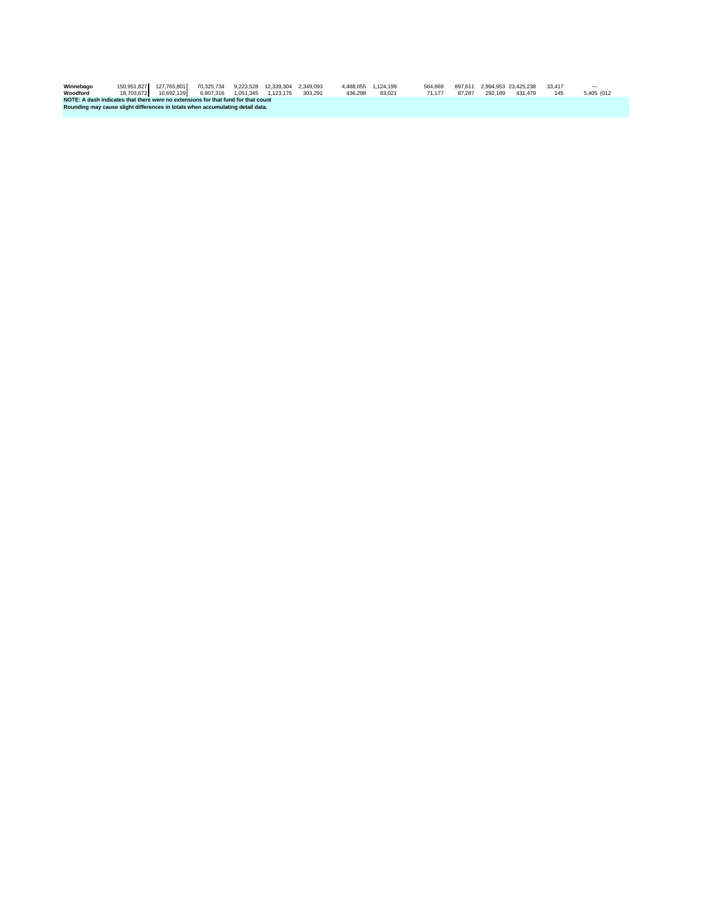| | | | | | | | | | | | | | | | | |
|---|---|---|---|---|---|---|---|---|---|---|---|---|---|---|---|---|
| **Winnebago** | 150,951,827 | 127,765,801 | 70,325,734 | 9,223,528 | 12,339,304 | 2,349,093 | 4,488,055 | 1,124,199 | 564,669 | 897,611 | 2,994,953 | 23,425,238 | 33,417 | --- | |
| **Woodford** | 18,703,672 | 10,692,129 | 6,807,316 | 1,051,345 | 1,123,176 | 303,291 | 436,298 | 83,021 | 71,177 | 87,287 | 292,189 | 431,479 | 145 | 5,405 | (012 |

**NOTE: A dash indicates that there were no extensions for that fund for that count**

**Rounding may cause slight differences in totals when accumulating detail data.**